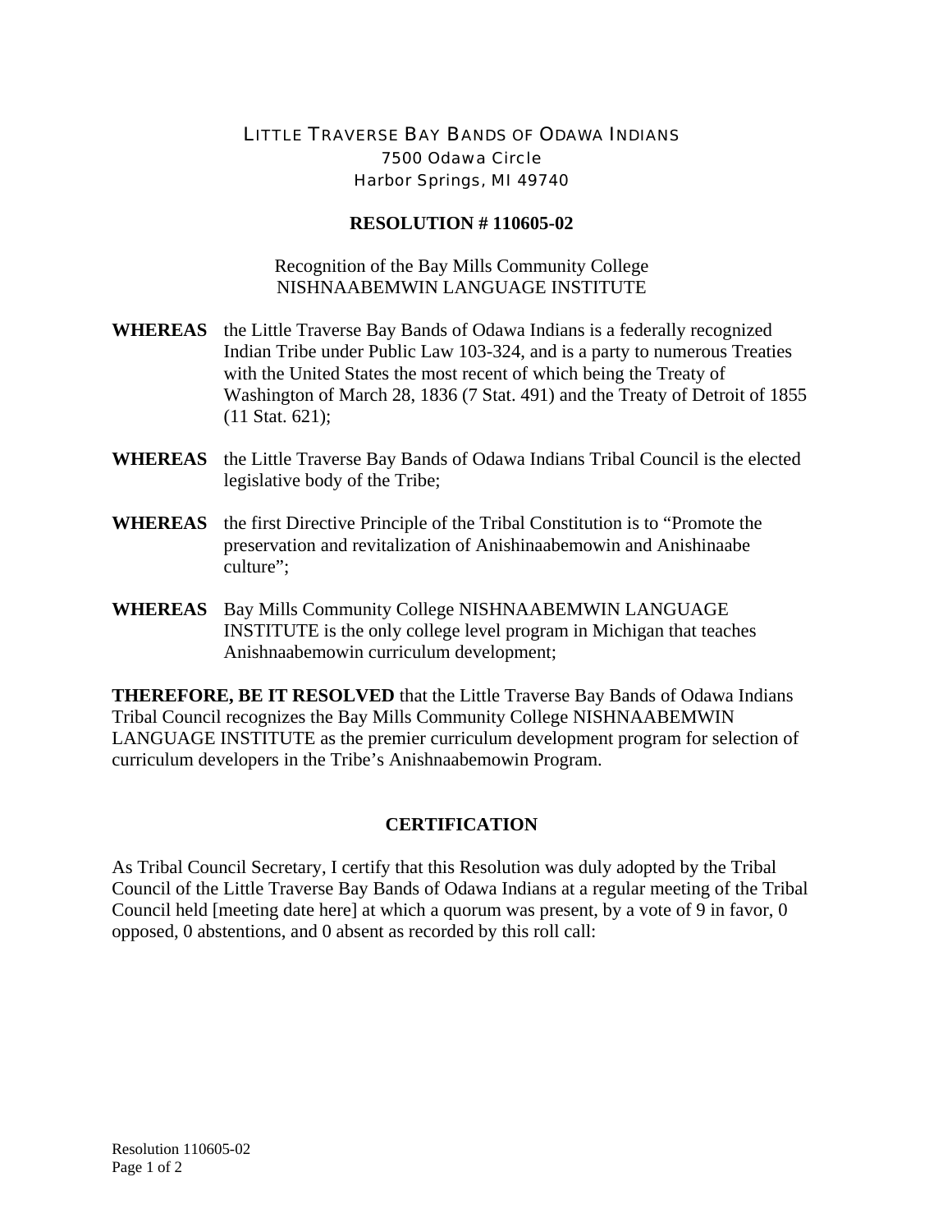LITTLE TRAVERSE BAY BANDS OF ODAWA INDIANS
7500 Odawa Circle
Harbor Springs, MI 49740

**RESOLUTION # 110605-02**

Recognition of the Bay Mills Community College
NISHNAABEMWIN LANGUAGE INSTITUTE

**WHEREAS** the Little Traverse Bay Bands of Odawa Indians is a federally recognized Indian Tribe under Public Law 103-324, and is a party to numerous Treaties with the United States the most recent of which being the Treaty of Washington of March 28, 1836 (7 Stat. 491) and the Treaty of Detroit of 1855 (11 Stat. 621);

**WHEREAS** the Little Traverse Bay Bands of Odawa Indians Tribal Council is the elected legislative body of the Tribe;

**WHEREAS** the first Directive Principle of the Tribal Constitution is to "Promote the preservation and revitalization of Anishinaabemowin and Anishinaabe culture";

**WHEREAS** Bay Mills Community College NISHNAABEMWIN LANGUAGE INSTITUTE is the only college level program in Michigan that teaches Anishnaabemowin curriculum development;

**THEREFORE, BE IT RESOLVED** that the Little Traverse Bay Bands of Odawa Indians Tribal Council recognizes the Bay Mills Community College NISHNAABEMWIN LANGUAGE INSTITUTE as the premier curriculum development program for selection of curriculum developers in the Tribe's Anishnaabemowin Program.

## CERTIFICATION

As Tribal Council Secretary, I certify that this Resolution was duly adopted by the Tribal Council of the Little Traverse Bay Bands of Odawa Indians at a regular meeting of the Tribal Council held [meeting date here] at which a quorum was present, by a vote of 9 in favor, 0 opposed, 0 abstentions, and 0 absent as recorded by this roll call: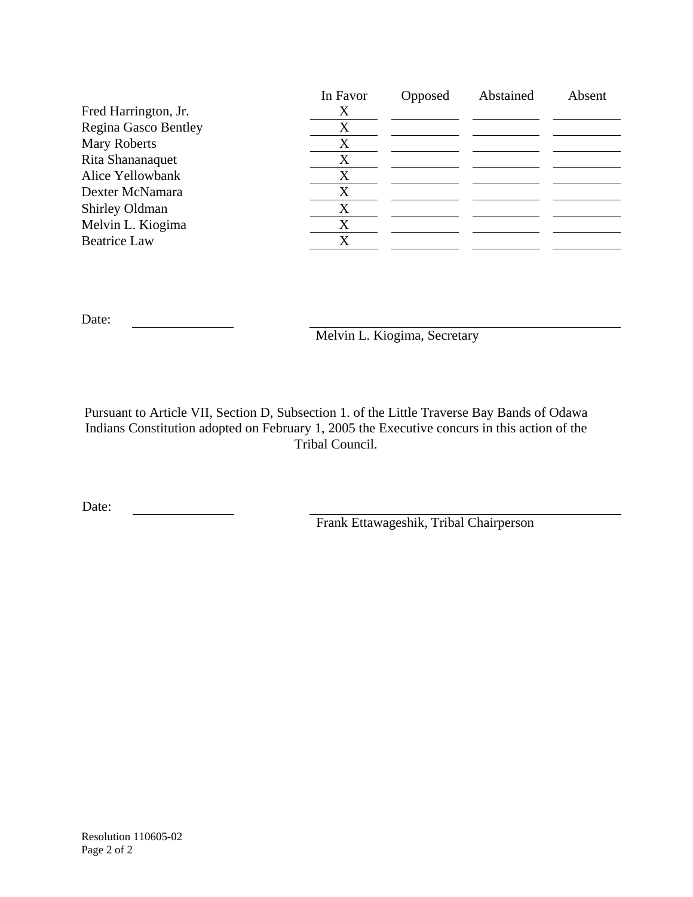| | In Favor | Opposed | Abstained | Absent |
|---|---|---|---|---|
| Fred Harrington, Jr. | X | | | |
| Regina Gasco Bentley | X | | | |
| Mary Roberts | X | | | |
| Rita Shananaquet | X | | | |
| Alice Yellowbank | X | | | |
| Dexter McNamara | X | | | |
| Shirley Oldman | X | | | |
| Melvin L. Kiogima | X | | | |
| Beatrice Law | X | | | |

Date: ______________

______________________________
Melvin L. Kiogima, Secretary

Pursuant to Article VII, Section D, Subsection 1. of the Little Traverse Bay Bands of Odawa Indians Constitution adopted on February 1, 2005 the Executive concurs in this action of the Tribal Council.

Date: ______________

______________________________
Frank Ettawageshik, Tribal Chairperson

Resolution 110605-02